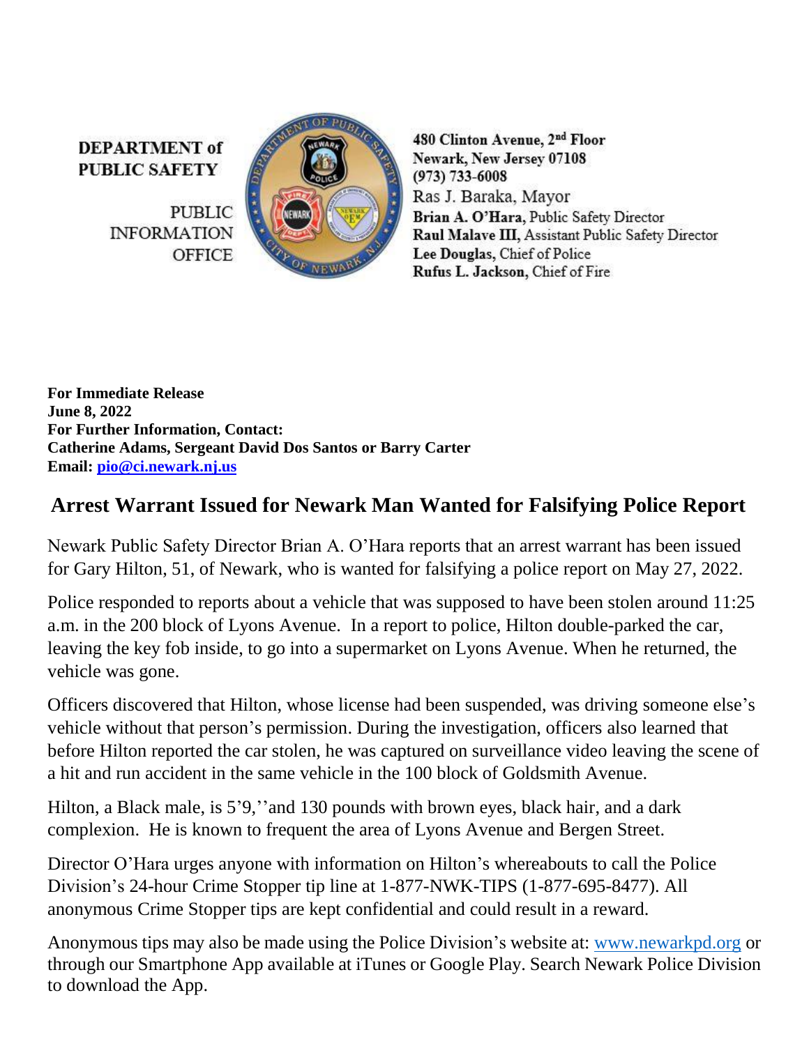**DEPARTMENT of PUBLIC SAFETY**

PUBLIC INFORMATION OFFICE

**480 Clinton Avenue, 2nd Floor**
**Newark, New Jersey 07108**
**(973) 733-6008**
Ras J. Baraka, Mayor
**Brian A. O'Hara,** Public Safety Director
**Raul Malave III,** Assistant Public Safety Director
**Lee Douglas,** Chief of Police
**Rufus L. Jackson,** Chief of Fire

**For Immediate Release**
**June 8, 2022**
**For Further Information, Contact:**
**Catherine Adams, Sergeant David Dos Santos or Barry Carter**
**Email: pio@ci.newark.nj.us**

## Arrest Warrant Issued for Newark Man Wanted for Falsifying Police Report

Newark Public Safety Director Brian A. O'Hara reports that an arrest warrant has been issued for Gary Hilton, 51, of Newark, who is wanted for falsifying a police report on May 27, 2022.

Police responded to reports about a vehicle that was supposed to have been stolen around 11:25 a.m. in the 200 block of Lyons Avenue. In a report to police, Hilton double-parked the car, leaving the key fob inside, to go into a supermarket on Lyons Avenue. When he returned, the vehicle was gone.

Officers discovered that Hilton, whose license had been suspended, was driving someone else's vehicle without that person's permission. During the investigation, officers also learned that before Hilton reported the car stolen, he was captured on surveillance video leaving the scene of a hit and run accident in the same vehicle in the 100 block of Goldsmith Avenue.

Hilton, a Black male, is 5'9,''and 130 pounds with brown eyes, black hair, and a dark complexion. He is known to frequent the area of Lyons Avenue and Bergen Street.

Director O'Hara urges anyone with information on Hilton's whereabouts to call the Police Division's 24-hour Crime Stopper tip line at 1-877-NWK-TIPS (1-877-695-8477). All anonymous Crime Stopper tips are kept confidential and could result in a reward.

Anonymous tips may also be made using the Police Division's website at: www.newarkpd.org or through our Smartphone App available at iTunes or Google Play. Search Newark Police Division to download the App.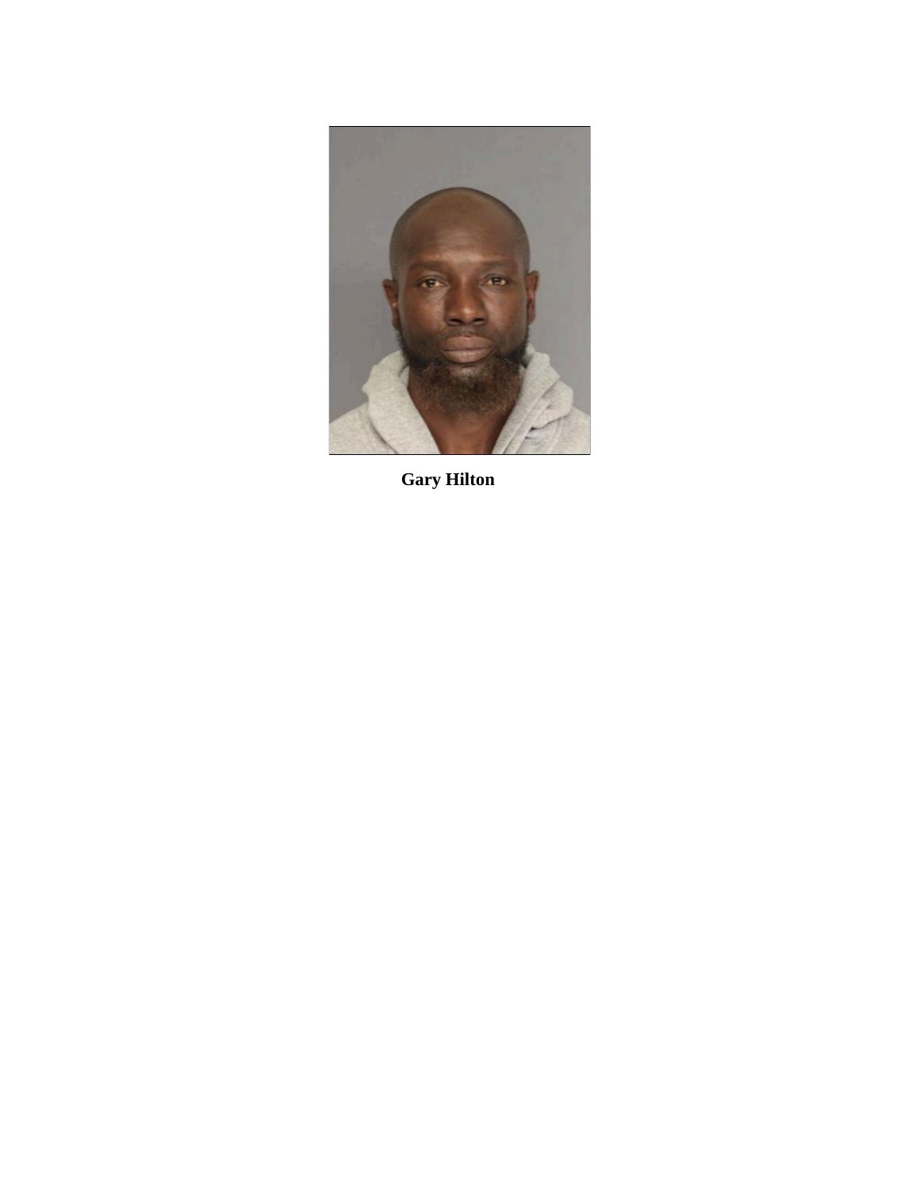**Gary Hilton**